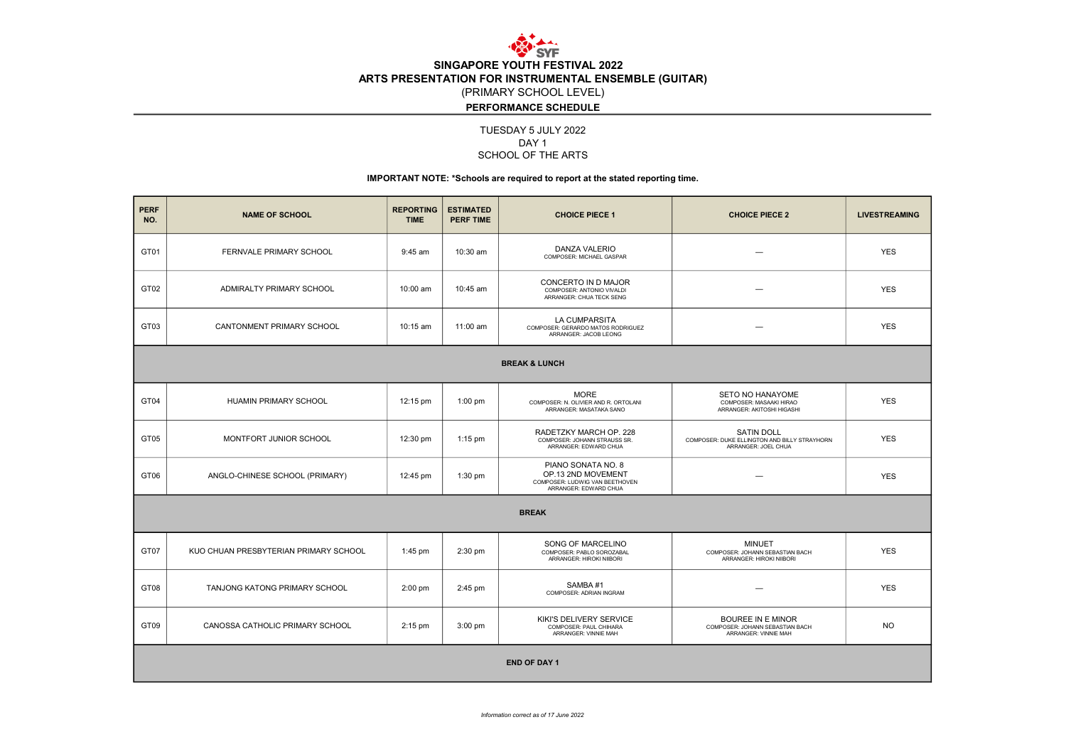# SINGAPORE YOUTH FESTIVAL 2022

## ARTS PRESENTATION FOR INSTRUMENTAL ENSEMBLE (GUITAR)

(PRIMARY SCHOOL LEVEL)

**PERFORMANCE SCHEDULE**

TUESDAY 5 JULY 2022
DAY 1
SCHOOL OF THE ARTS

**IMPORTANT NOTE: *Schools are required to report at the stated reporting time.**

| PERF NO. | NAME OF SCHOOL | REPORTING TIME | ESTIMATED PERF TIME | CHOICE PIECE 1 | CHOICE PIECE 2 | LIVESTREAMING |
|---|---|---|---|---|---|---|
| GT01 | FERNVALE PRIMARY SCHOOL | 9:45 am | 10:30 am | DANZA VALERIO<br>COMPOSER: MICHAEL GASPAR | — | YES |
| GT02 | ADMIRALTY PRIMARY SCHOOL | 10:00 am | 10:45 am | CONCERTO IN D MAJOR<br>COMPOSER: ANTONIO VIVALDI<br>ARRANGER: CHUA TECK SENG | — | YES |
| GT03 | CANTONMENT PRIMARY SCHOOL | 10:15 am | 11:00 am | LA CUMPARSITA<br>COMPOSER: GERARDO MATOS RODRIGUEZ<br>ARRANGER: JACOB LEONG | — | YES |
| **BREAK & LUNCH** | | | | | | |
| GT04 | HUAMIN PRIMARY SCHOOL | 12:15 pm | 1:00 pm | MORE<br>COMPOSER: N. OLIVIER AND R. ORTOLANI<br>ARRANGER: MASATAKA SANO | SETO NO HANAYOME<br>COMPOSER: MASAAKI HIRAO<br>ARRANGER: AKITOSHI HIGASHI | YES |
| GT05 | MONTFORT JUNIOR SCHOOL | 12:30 pm | 1:15 pm | RADETZKY MARCH OP. 228<br>COMPOSER: JOHANN STRAUSS SR.<br>ARRANGER: EDWARD CHUA | SATIN DOLL<br>COMPOSER: DUKE ELLINGTON AND BILLY STRAYHORN<br>ARRANGER: JOEL CHUA | YES |
| GT06 | ANGLO-CHINESE SCHOOL (PRIMARY) | 12:45 pm | 1:30 pm | PIANO SONATA NO. 8<br>OP.13 2ND MOVEMENT<br>COMPOSER: LUDWIG VAN BEETHOVEN<br>ARRANGER: EDWARD CHUA | — | YES |
| **BREAK** | | | | | | |
| GT07 | KUO CHUAN PRESBYTERIAN PRIMARY SCHOOL | 1:45 pm | 2:30 pm | SONG OF MARCELINO<br>COMPOSER: PABLO SOROZABAL<br>ARRANGER: HIROKI NIIBORI | MINUET<br>COMPOSER: JOHANN SEBASTIAN BACH<br>ARRANGER: HIROKI NIIBORI | YES |
| GT08 | TANJONG KATONG PRIMARY SCHOOL | 2:00 pm | 2:45 pm | SAMBA #1<br>COMPOSER: ADRIAN INGRAM | — | YES |
| GT09 | CANOSSA CATHOLIC PRIMARY SCHOOL | 2:15 pm | 3:00 pm | KIKI'S DELIVERY SERVICE<br>COMPOSER: PAUL CHIHARA<br>ARRANGER: VINNIE MAH | BOUREE IN E MINOR<br>COMPOSER: JOHANN SEBASTIAN BACH<br>ARRANGER: VINNIE MAH | NO |
| **END OF DAY 1** | | | | | | |

*Information correct as of 17 June 2022*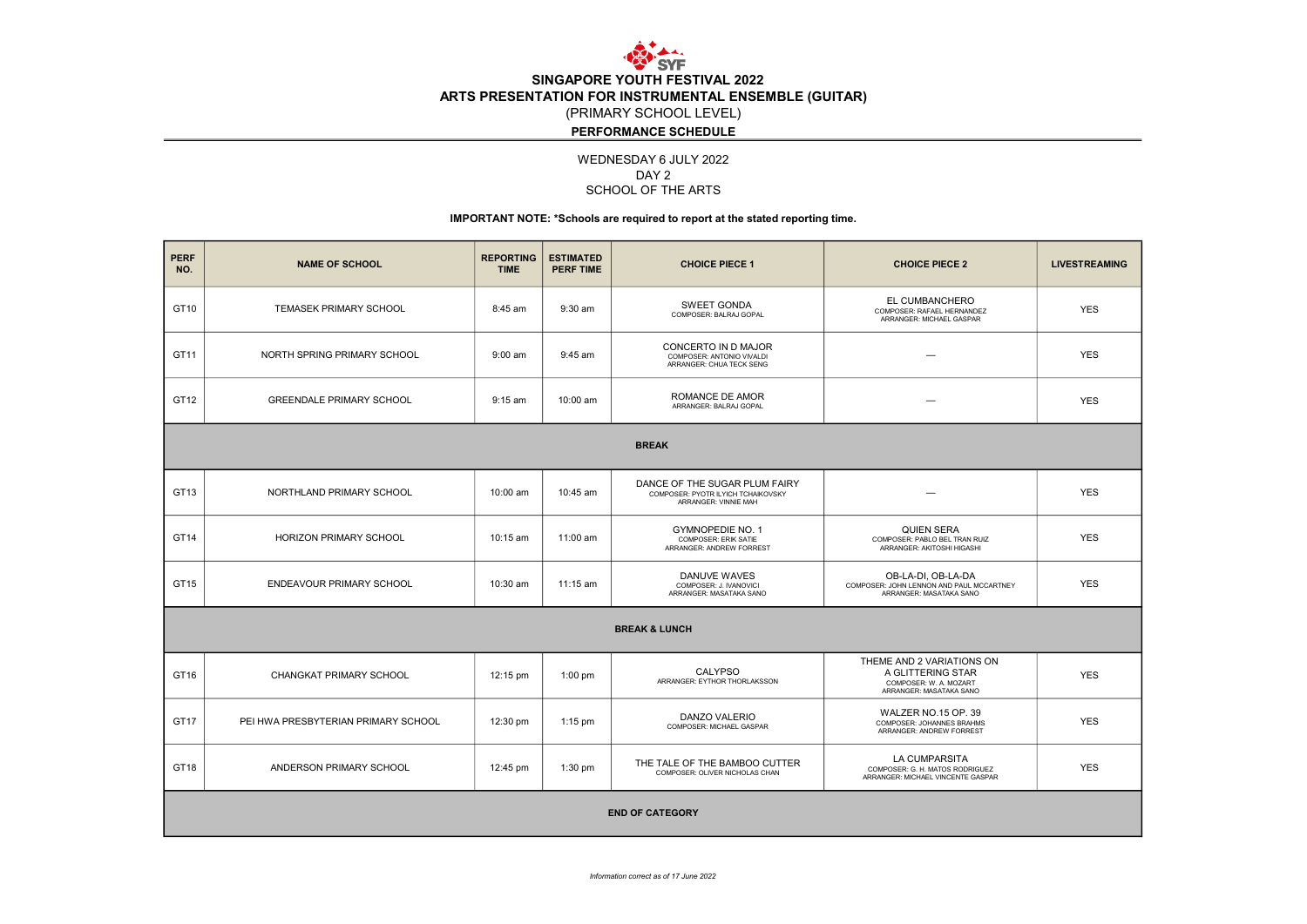# SINGAPORE YOUTH FESTIVAL 2022
## ARTS PRESENTATION FOR INSTRUMENTAL ENSEMBLE (GUITAR)
(PRIMARY SCHOOL LEVEL)

**PERFORMANCE SCHEDULE**

WEDNESDAY 6 JULY 2022
DAY 2
SCHOOL OF THE ARTS

**IMPORTANT NOTE: *Schools are required to report at the stated reporting time.**

| PERF NO. | NAME OF SCHOOL | REPORTING TIME | ESTIMATED PERF TIME | CHOICE PIECE 1 | CHOICE PIECE 2 | LIVESTREAMING |
|---|---|---|---|---|---|---|
| GT10 | TEMASEK PRIMARY SCHOOL | 8:45 am | 9:30 am | SWEET GONDA<br>COMPOSER: BALRAJ GOPAL | EL CUMBANCHERO<br>COMPOSER: RAFAEL HERNANDEZ<br>ARRANGER: MICHAEL GASPAR | YES |
| GT11 | NORTH SPRING PRIMARY SCHOOL | 9:00 am | 9:45 am | CONCERTO IN D MAJOR<br>COMPOSER: ANTONIO VIVALDI<br>ARRANGER: CHUA TECK SENG | — | YES |
| GT12 | GREENDALE PRIMARY SCHOOL | 9:15 am | 10:00 am | ROMANCE DE AMOR<br>ARRANGER: BALRAJ GOPAL | — | YES |
| **BREAK** | | | | | | |
| GT13 | NORTHLAND PRIMARY SCHOOL | 10:00 am | 10:45 am | DANCE OF THE SUGAR PLUM FAIRY<br>COMPOSER: PYOTR ILYICH TCHAIKOVSKY<br>ARRANGER: VINNIE MAH | — | YES |
| GT14 | HORIZON PRIMARY SCHOOL | 10:15 am | 11:00 am | GYMNOPEDIE NO. 1<br>COMPOSER: ERIK SATIE<br>ARRANGER: ANDREW FORREST | QUIEN SERA<br>COMPOSER: PABLO BEL TRAN RUIZ<br>ARRANGER: AKITOSHI HIGASHI | YES |
| GT15 | ENDEAVOUR PRIMARY SCHOOL | 10:30 am | 11:15 am | DANUVE WAVES<br>COMPOSER: J. IVANOVICI<br>ARRANGER: MASATAKA SANO | OB-LA-DI, OB-LA-DA<br>COMPOSER: JOHN LENNON AND PAUL MCCARTNEY<br>ARRANGER: MASATAKA SANO | YES |
| **BREAK & LUNCH** | | | | | | |
| GT16 | CHANGKAT PRIMARY SCHOOL | 12:15 pm | 1:00 pm | CALYPSO<br>ARRANGER: EYTHOR THORLAKSSON | THEME AND 2 VARIATIONS ON A GLITTERING STAR<br>COMPOSER: W. A. MOZART<br>ARRANGER: MASATAKA SANO | YES |
| GT17 | PEI HWA PRESBYTERIAN PRIMARY SCHOOL | 12:30 pm | 1:15 pm | DANZO VALERIO<br>COMPOSER: MICHAEL GASPAR | WALZER NO.15 OP. 39<br>COMPOSER: JOHANNES BRAHMS<br>ARRANGER: ANDREW FORREST | YES |
| GT18 | ANDERSON PRIMARY SCHOOL | 12:45 pm | 1:30 pm | THE TALE OF THE BAMBOO CUTTER<br>COMPOSER: OLIVER NICHOLAS CHAN | LA CUMPARSITA<br>COMPOSER: G. H. MATOS RODRIGUEZ<br>ARRANGER: MICHAEL VINCENTE GASPAR | YES |
| **END OF CATEGORY** | | | | | | |

*Information correct as of 17 June 2022*